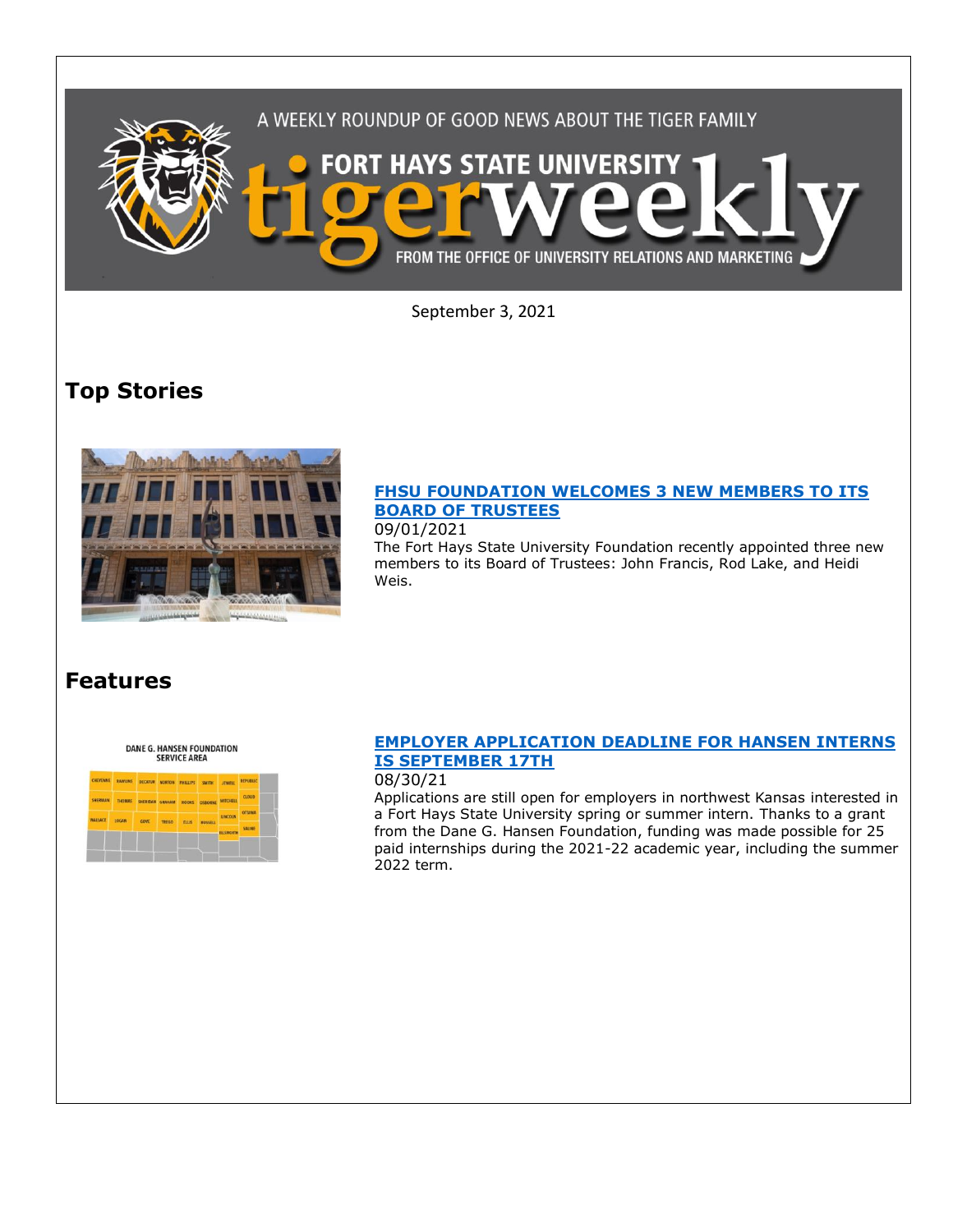A WEEKLY ROUNDUP OF GOOD NEWS ABOUT THE TIGER FAMILY

# FORT HAYS STATE UNIVERSITY tigerweekly

FROM THE OFFICE OF UNIVERSITY RELATIONS AND MARKETING

September 3, 2021

## Top Stories

### [FHSU FOUNDATION WELCOMES 3 NEW MEMBERS TO ITS BOARD OF TRUSTEES]()

09/01/2021

The Fort Hays State University Foundation recently appointed three new members to its Board of Trustees: John Francis, Rod Lake, and Heidi Weis.

## Features

### [EMPLOYER APPLICATION DEADLINE FOR HANSEN INTERNS IS SEPTEMBER 17TH]()

08/30/21

Applications are still open for employers in northwest Kansas interested in a Fort Hays State University spring or summer intern. Thanks to a grant from the Dane G. Hansen Foundation, funding was made possible for 25 paid internships during the 2021-22 academic year, including the summer 2022 term.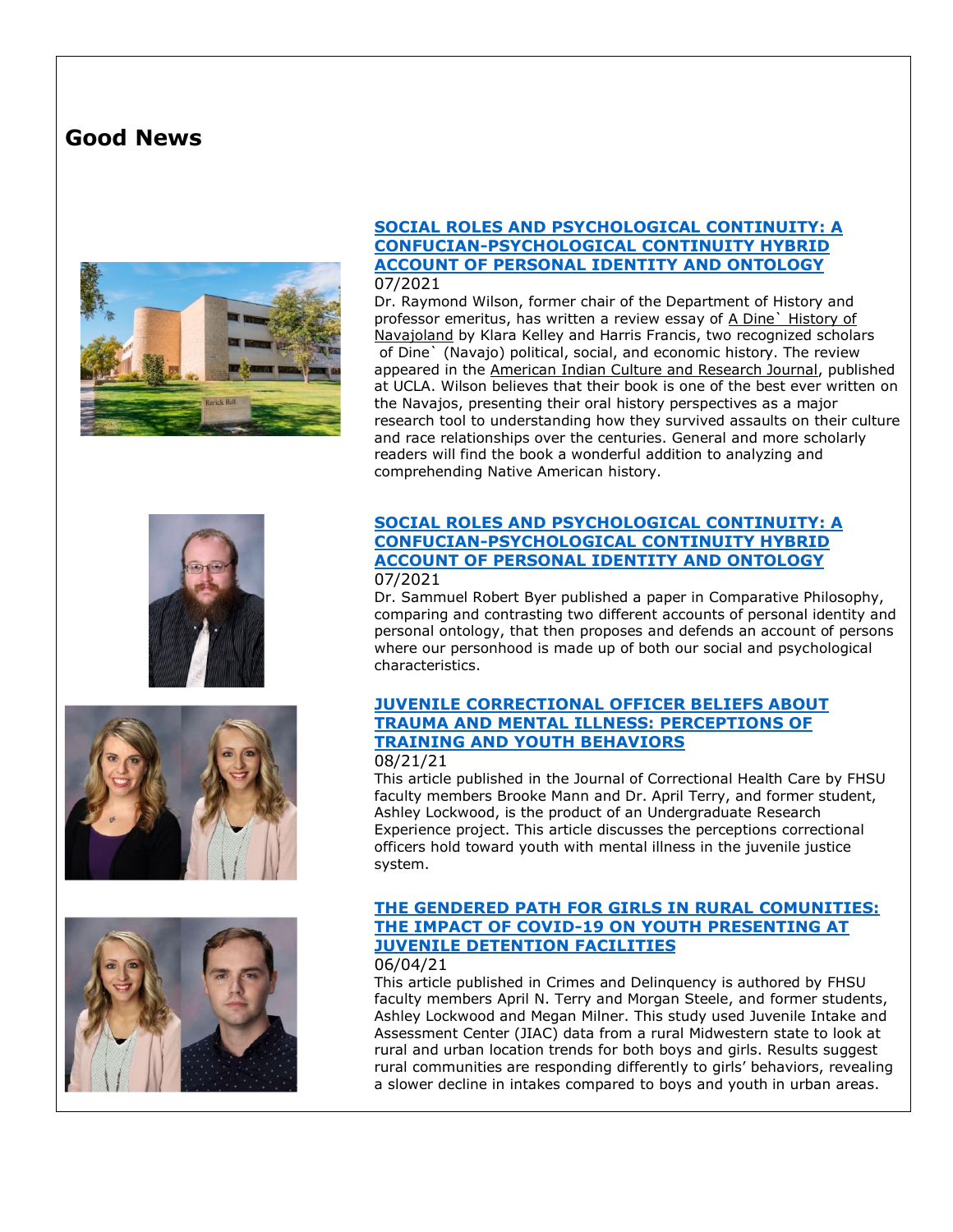## Good News

### [SOCIAL ROLES AND PSYCHOLOGICAL CONTINUITY: A CONFUCIAN-PSYCHOLOGICAL CONTINUITY HYBRID ACCOUNT OF PERSONAL IDENTITY AND ONTOLOGY]

07/2021

Dr. Raymond Wilson, former chair of the Department of History and professor emeritus, has written a review essay of A Dine` History of Navajoland by Klara Kelley and Harris Francis, two recognized scholars of Dine` (Navajo) political, social, and economic history. The review appeared in the American Indian Culture and Research Journal, published at UCLA. Wilson believes that their book is one of the best ever written on the Navajos, presenting their oral history perspectives as a major research tool to understanding how they survived assaults on their culture and race relationships over the centuries. General and more scholarly readers will find the book a wonderful addition to analyzing and comprehending Native American history.

### [SOCIAL ROLES AND PSYCHOLOGICAL CONTINUITY: A CONFUCIAN-PSYCHOLOGICAL CONTINUITY HYBRID ACCOUNT OF PERSONAL IDENTITY AND ONTOLOGY]

07/2021

Dr. Sammuel Robert Byer published a paper in Comparative Philosophy, comparing and contrasting two different accounts of personal identity and personal ontology, that then proposes and defends an account of persons where our personhood is made up of both our social and psychological characteristics.

### [JUVENILE CORRECTIONAL OFFICER BELIEFS ABOUT TRAUMA AND MENTAL ILLNESS: PERCEPTIONS OF TRAINING AND YOUTH BEHAVIORS]

08/21/21

This article published in the Journal of Correctional Health Care by FHSU faculty members Brooke Mann and Dr. April Terry, and former student, Ashley Lockwood, is the product of an Undergraduate Research Experience project. This article discusses the perceptions correctional officers hold toward youth with mental illness in the juvenile justice system.

### [THE GENDERED PATH FOR GIRLS IN RURAL COMUNITIES: THE IMPACT OF COVID-19 ON YOUTH PRESENTING AT JUVENILE DETENTION FACILITIES]

06/04/21

This article published in Crimes and Delinquency is authored by FHSU faculty members April N. Terry and Morgan Steele, and former students, Ashley Lockwood and Megan Milner. This study used Juvenile Intake and Assessment Center (JIAC) data from a rural Midwestern state to look at rural and urban location trends for both boys and girls. Results suggest rural communities are responding differently to girls' behaviors, revealing a slower decline in intakes compared to boys and youth in urban areas.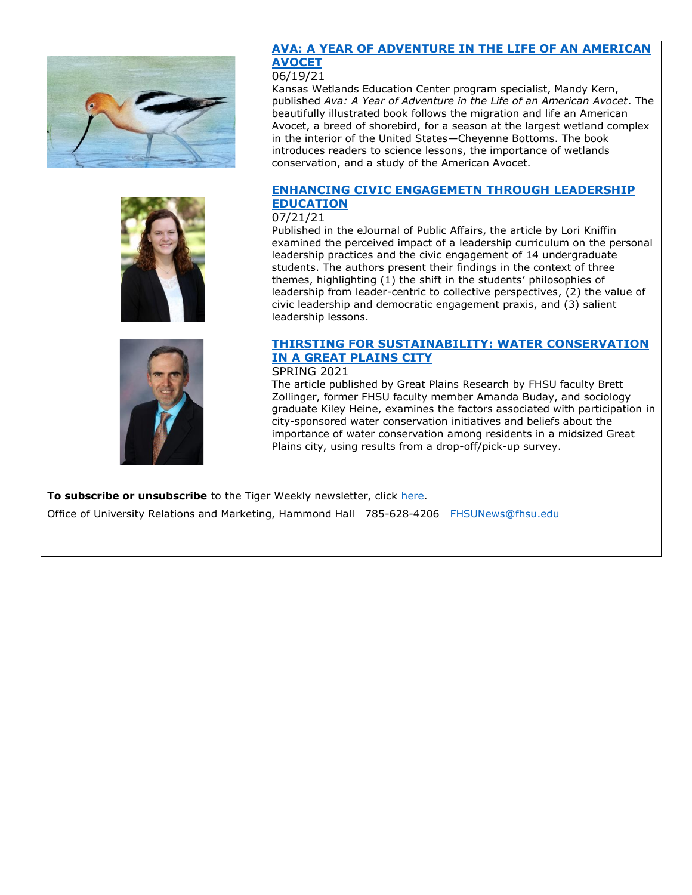### [AVA: A YEAR OF ADVENTURE IN THE LIFE OF AN AMERICAN AVOCET]

06/19/21

Kansas Wetlands Education Center program specialist, Mandy Kern, published *Ava: A Year of Adventure in the Life of an American Avocet*. The beautifully illustrated book follows the migration and life an American Avocet, a breed of shorebird, for a season at the largest wetland complex in the interior of the United States—Cheyenne Bottoms. The book introduces readers to science lessons, the importance of wetlands conservation, and a study of the American Avocet.

### [ENHANCING CIVIC ENGAGEMETN THROUGH LEADERSHIP EDUCATION]

07/21/21

Published in the eJournal of Public Affairs, the article by Lori Kniffin examined the perceived impact of a leadership curriculum on the personal leadership practices and the civic engagement of 14 undergraduate students. The authors present their findings in the context of three themes, highlighting (1) the shift in the students' philosophies of leadership from leader-centric to collective perspectives, (2) the value of civic leadership and democratic engagement praxis, and (3) salient leadership lessons.

### [THIRSTING FOR SUSTAINABILITY: WATER CONSERVATION IN A GREAT PLAINS CITY]

SPRING 2021

The article published by Great Plains Research by FHSU faculty Brett Zollinger, former FHSU faculty member Amanda Buday, and sociology graduate Kiley Heine, examines the factors associated with participation in city-sponsored water conservation initiatives and beliefs about the importance of water conservation among residents in a midsized Great Plains city, using results from a drop-off/pick-up survey.

**To subscribe or unsubscribe** to the Tiger Weekly newsletter, click here.

Office of University Relations and Marketing, Hammond Hall 785-628-4206 FHSUNews@fhsu.edu